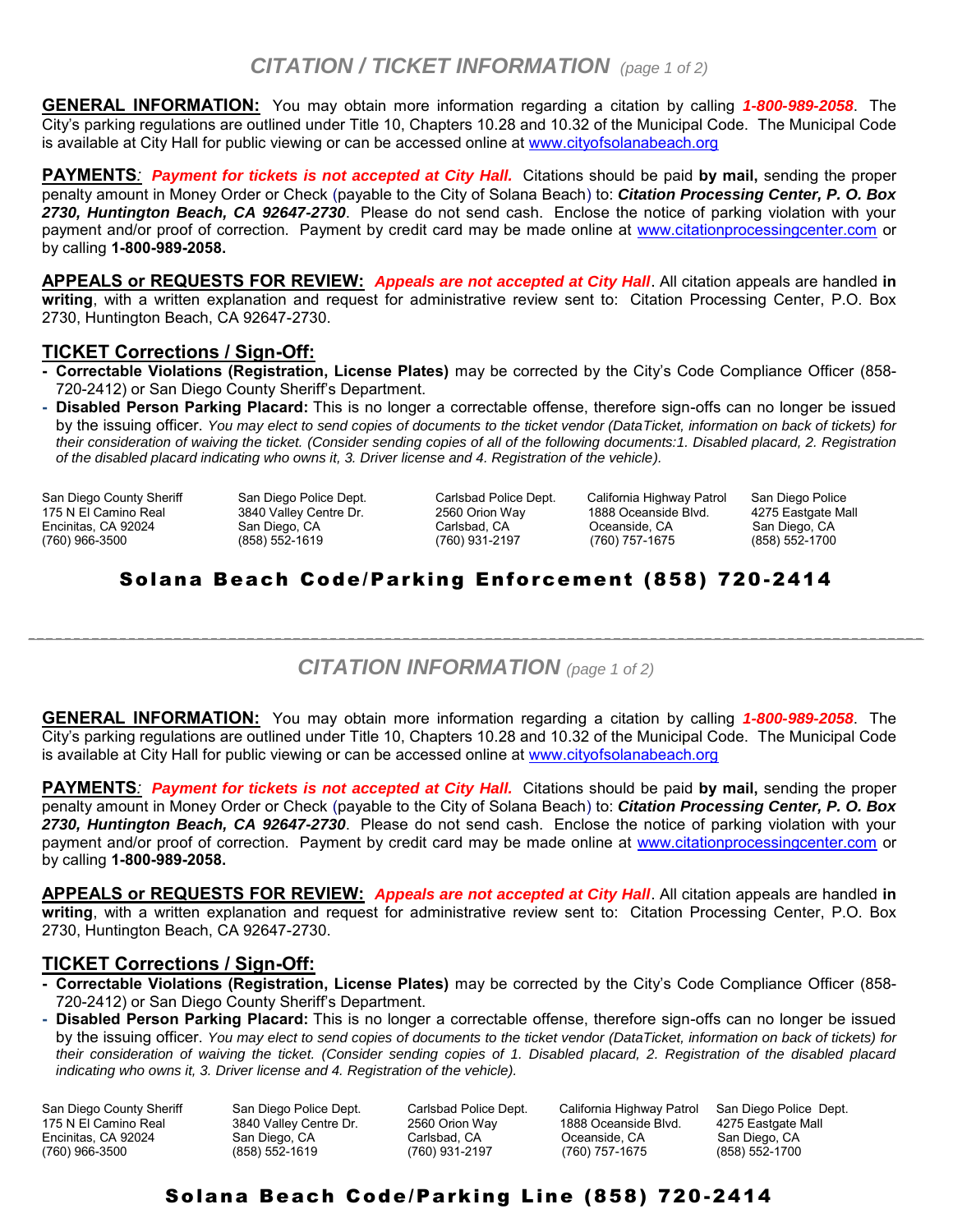# *CITATION / TICKET INFORMATION* *(page 1 of 2)*

**GENERAL INFORMATION:** You may obtain more information regarding a citation by calling ***1-800-989-2058***. The City's parking regulations are outlined under Title 10, Chapters 10.28 and 10.32 of the Municipal Code. The Municipal Code is available at City Hall for public viewing or can be accessed online at www.cityofsolanabeach.org

**PAYMENTS**: ***Payment for tickets is not accepted at City Hall.*** Citations should be paid **by mail,** sending the proper penalty amount in Money Order or Check (payable to the City of Solana Beach) to: ***Citation Processing Center, P. O. Box 2730, Huntington Beach, CA 92647-2730***. Please do not send cash. Enclose the notice of parking violation with your payment and/or proof of correction. Payment by credit card may be made online at www.citationprocessingcenter.com or by calling **1-800-989-2058.**

**APPEALS or REQUESTS FOR REVIEW:** ***Appeals are not accepted at City Hall***. All citation appeals are handled **in writing**, with a written explanation and request for administrative review sent to: Citation Processing Center, P.O. Box 2730, Huntington Beach, CA 92647-2730.

## TICKET Corrections / Sign-Off:

- **Correctable Violations (Registration, License Plates)** may be corrected by the City's Code Compliance Officer (858-720-2412) or San Diego County Sheriff's Department.
- **Disabled Person Parking Placard:** This is no longer a correctable offense, therefore sign-offs can no longer be issued by the issuing officer. *You may elect to send copies of documents to the ticket vendor (DataTicket, information on back of tickets) for their consideration of waiving the ticket. (Consider sending copies of all of the following documents:1. Disabled placard, 2. Registration of the disabled placard indicating who owns it, 3. Driver license and 4. Registration of the vehicle).*

| San Diego County Sheriff | San Diego Police Dept. | Carlsbad Police Dept. | California Highway Patrol | San Diego Police |
|---|---|---|---|---|
| 175 N El Camino Real | 3840 Valley Centre Dr. | 2560 Orion Way | 1888 Oceanside Blvd. | 4275 Eastgate Mall |
| Encinitas, CA 92024 | San Diego, CA | Carlsbad, CA | Oceanside, CA | San Diego, CA |
| (760) 966-3500 | (858) 552-1619 | (760) 931-2197 | (760) 757-1675 | (858) 552-1700 |

**Solana Beach Code/Parking Enforcement (858) 720-2414**

---

# *CITATION INFORMATION* *(page 1 of 2)*

**GENERAL INFORMATION:** You may obtain more information regarding a citation by calling ***1-800-989-2058***. The City's parking regulations are outlined under Title 10, Chapters 10.28 and 10.32 of the Municipal Code. The Municipal Code is available at City Hall for public viewing or can be accessed online at www.cityofsolanabeach.org

**PAYMENTS**: ***Payment for tickets is not accepted at City Hall.*** Citations should be paid **by mail,** sending the proper penalty amount in Money Order or Check (payable to the City of Solana Beach) to: ***Citation Processing Center, P. O. Box 2730, Huntington Beach, CA 92647-2730***. Please do not send cash. Enclose the notice of parking violation with your payment and/or proof of correction. Payment by credit card may be made online at www.citationprocessingcenter.com or by calling **1-800-989-2058.**

**APPEALS or REQUESTS FOR REVIEW:** ***Appeals are not accepted at City Hall***. All citation appeals are handled **in writing**, with a written explanation and request for administrative review sent to: Citation Processing Center, P.O. Box 2730, Huntington Beach, CA 92647-2730.

## TICKET Corrections / Sign-Off:

- **Correctable Violations (Registration, License Plates)** may be corrected by the City's Code Compliance Officer (858-720-2412) or San Diego County Sheriff's Department.
- **Disabled Person Parking Placard:** This is no longer a correctable offense, therefore sign-offs can no longer be issued by the issuing officer. *You may elect to send copies of documents to the ticket vendor (DataTicket, information on back of tickets) for their consideration of waiving the ticket. (Consider sending copies of 1. Disabled placard, 2. Registration of the disabled placard indicating who owns it, 3. Driver license and 4. Registration of the vehicle).*

| San Diego County Sheriff | San Diego Police Dept. | Carlsbad Police Dept. | California Highway Patrol | San Diego Police Dept. |
|---|---|---|---|---|
| 175 N El Camino Real | 3840 Valley Centre Dr. | 2560 Orion Way | 1888 Oceanside Blvd. | 4275 Eastgate Mall |
| Encinitas, CA 92024 | San Diego, CA | Carlsbad, CA | Oceanside, CA | San Diego, CA |
| (760) 966-3500 | (858) 552-1619 | (760) 931-2197 | (760) 757-1675 | (858) 552-1700 |

**Solana Beach Code/Parking Line (858) 720-2414**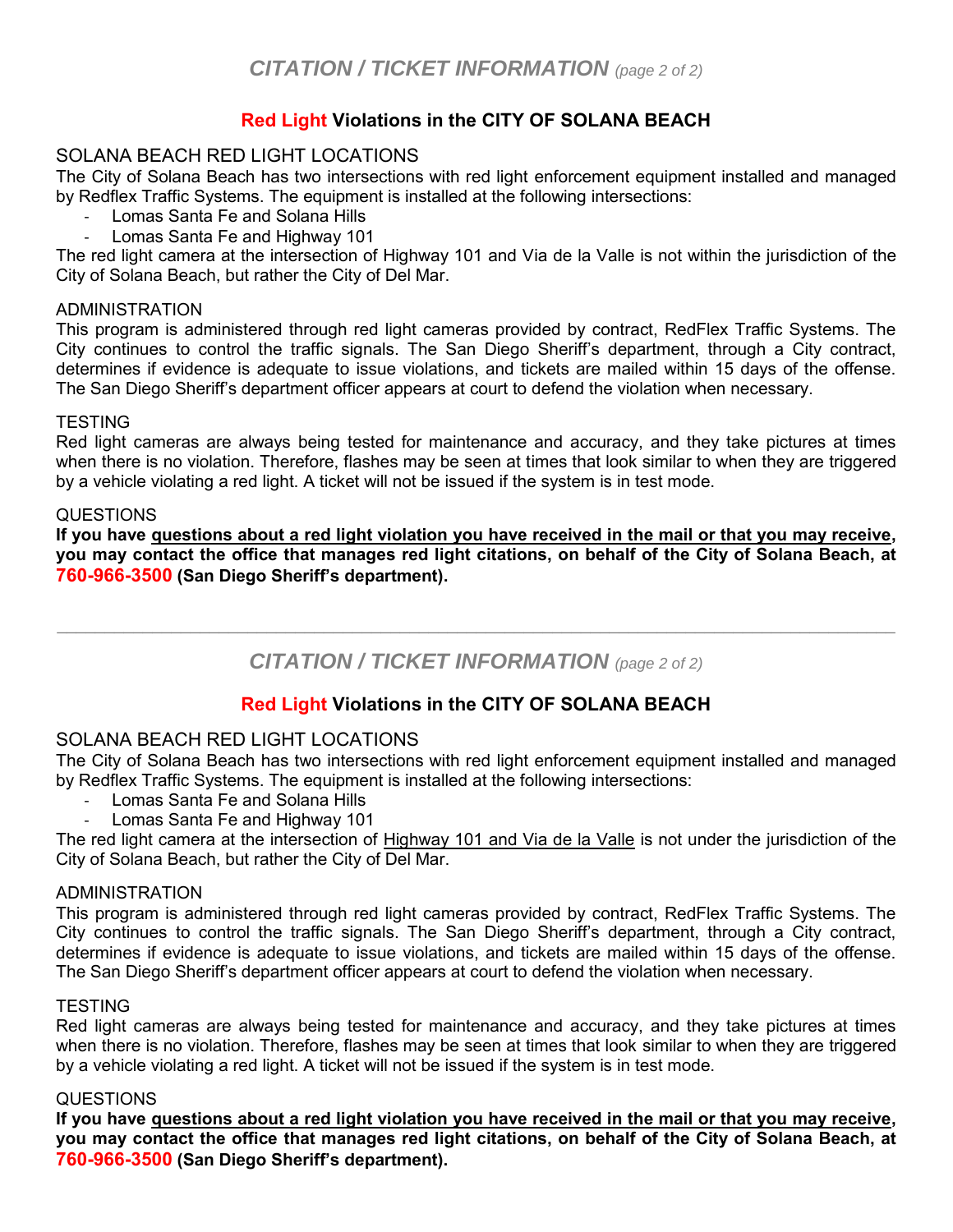## *CITATION / TICKET INFORMATION* *(page 2 of 2)*

### Red Light Violations in the CITY OF SOLANA BEACH

SOLANA BEACH RED LIGHT LOCATIONS

The City of Solana Beach has two intersections with red light enforcement equipment installed and managed by Redflex Traffic Systems. The equipment is installed at the following intersections:

- Lomas Santa Fe and Solana Hills
- Lomas Santa Fe and Highway 101

The red light camera at the intersection of Highway 101 and Via de la Valle is not within the jurisdiction of the City of Solana Beach, but rather the City of Del Mar.

ADMINISTRATION

This program is administered through red light cameras provided by contract, RedFlex Traffic Systems. The City continues to control the traffic signals. The San Diego Sheriff's department, through a City contract, determines if evidence is adequate to issue violations, and tickets are mailed within 15 days of the offense. The San Diego Sheriff's department officer appears at court to defend the violation when necessary.

TESTING

Red light cameras are always being tested for maintenance and accuracy, and they take pictures at times when there is no violation. Therefore, flashes may be seen at times that look similar to when they are triggered by a vehicle violating a red light. A ticket will not be issued if the system is in test mode.

QUESTIONS

**If you have questions about a red light violation you have received in the mail or that you may receive, you may contact the office that manages red light citations, on behalf of the City of Solana Beach, at 760-966-3500 (San Diego Sheriff's department).**

---

## *CITATION / TICKET INFORMATION* *(page 2 of 2)*

### Red Light Violations in the CITY OF SOLANA BEACH

SOLANA BEACH RED LIGHT LOCATIONS

The City of Solana Beach has two intersections with red light enforcement equipment installed and managed by Redflex Traffic Systems. The equipment is installed at the following intersections:

- Lomas Santa Fe and Solana Hills
- Lomas Santa Fe and Highway 101

The red light camera at the intersection of Highway 101 and Via de la Valle is not under the jurisdiction of the City of Solana Beach, but rather the City of Del Mar.

ADMINISTRATION

This program is administered through red light cameras provided by contract, RedFlex Traffic Systems. The City continues to control the traffic signals. The San Diego Sheriff's department, through a City contract, determines if evidence is adequate to issue violations, and tickets are mailed within 15 days of the offense. The San Diego Sheriff's department officer appears at court to defend the violation when necessary.

TESTING

Red light cameras are always being tested for maintenance and accuracy, and they take pictures at times when there is no violation. Therefore, flashes may be seen at times that look similar to when they are triggered by a vehicle violating a red light. A ticket will not be issued if the system is in test mode.

QUESTIONS

**If you have questions about a red light violation you have received in the mail or that you may receive, you may contact the office that manages red light citations, on behalf of the City of Solana Beach, at 760-966-3500 (San Diego Sheriff's department).**